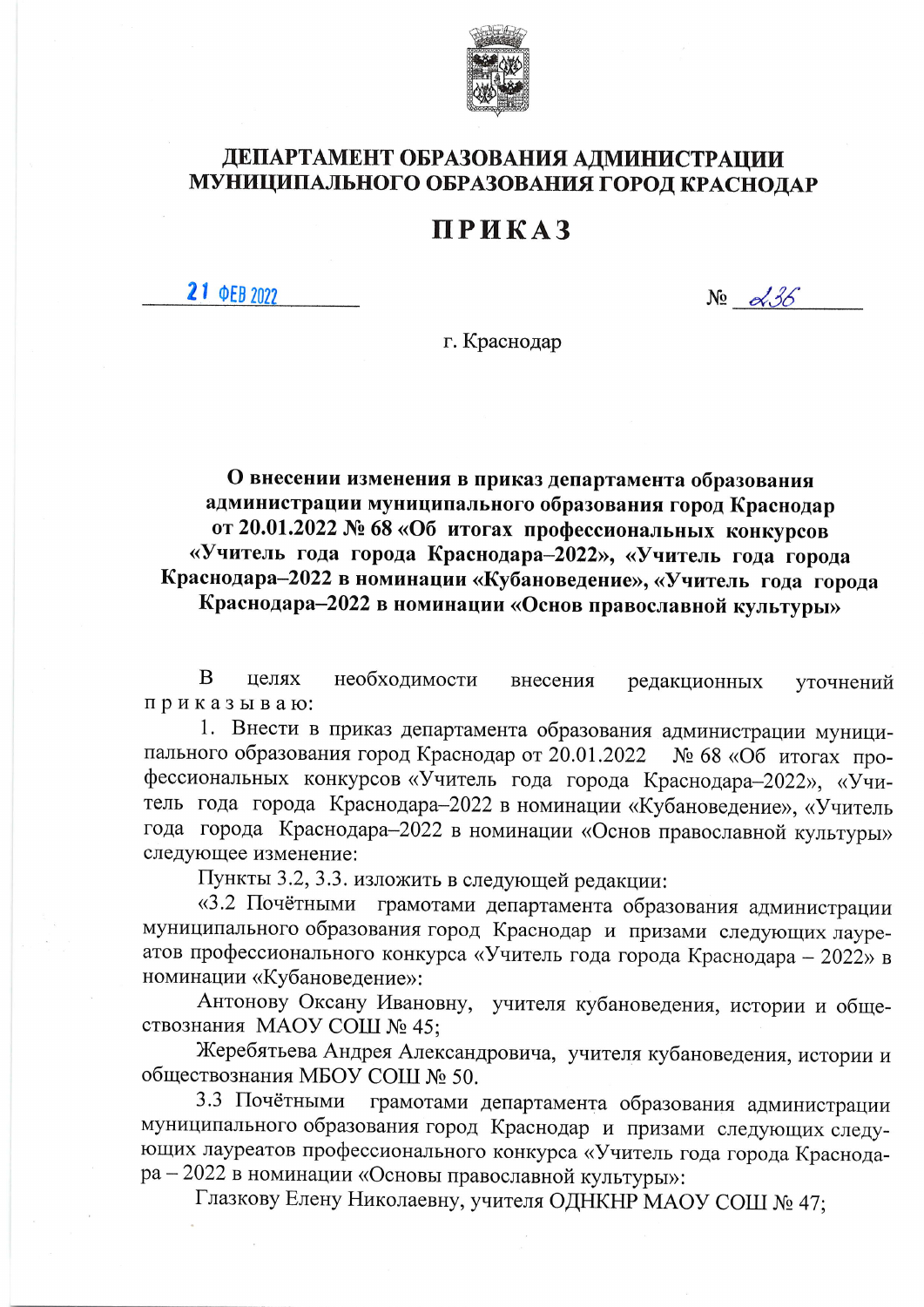# ДЕПАРТАМЕНТ ОБРАЗОВАНИЯ АДМИНИСТРАЦИИ МУНИЦИПАЛЬНОГО ОБРАЗОВАНИЯ ГОРОД КРАСНОДАР

# ПРИКАЗ

21 ФЕВ 2022 № 236

г. Краснодар

**О внесении изменения в приказ департамента образования администрации муниципального образования город Краснодар от 20.01.2022 № 68 «Об итогах профессиональных конкурсов «Учитель года города Краснодара–2022», «Учитель года города Краснодара–2022 в номинации «Кубановедение», «Учитель года города Краснодара–2022 в номинации «Основ православной культуры»**

В целях необходимости внесения редакционных уточнений приказываю:

1. Внести в приказ департамента образования администрации муниципального образования город Краснодар от 20.01.2022 № 68 «Об итогах профессиональных конкурсов «Учитель года города Краснодара–2022», «Учитель года города Краснодара–2022 в номинации «Кубановедение», «Учитель года города Краснодара–2022 в номинации «Основ православной культуры» следующее изменение:

Пункты 3.2, 3.3. изложить в следующей редакции:

«3.2 Почётными грамотами департамента образования администрации муниципального образования город Краснодар и призами следующих лауреатов профессионального конкурса «Учитель года города Краснодара – 2022» в номинации «Кубановедение»:

Антонову Оксану Ивановну, учителя кубановедения, истории и обществознания МАОУ СОШ № 45;

Жеребятьева Андрея Александровича, учителя кубановедения, истории и обществознания МБОУ СОШ № 50.

3.3 Почётными грамотами департамента образования администрации муниципального образования город Краснодар и призами следующих следующих лауреатов профессионального конкурса «Учитель года города Краснодара – 2022 в номинации «Основы православной культуры»:

Глазкову Елену Николаевну, учителя ОДНКНР МАОУ СОШ № 47;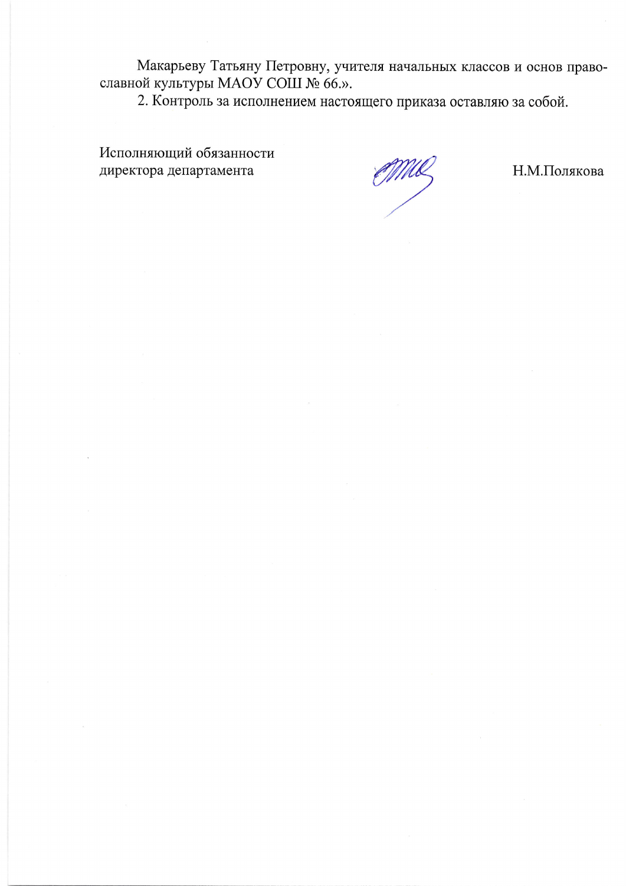Макарьеву Татьяну Петровну, учителя начальных классов и основ православной культуры МАОУ СОШ № 66.».

2. Контроль за исполнением настоящего приказа оставляю за собой.

Исполняющий обязанности
директора департамента Н.М.Полякова